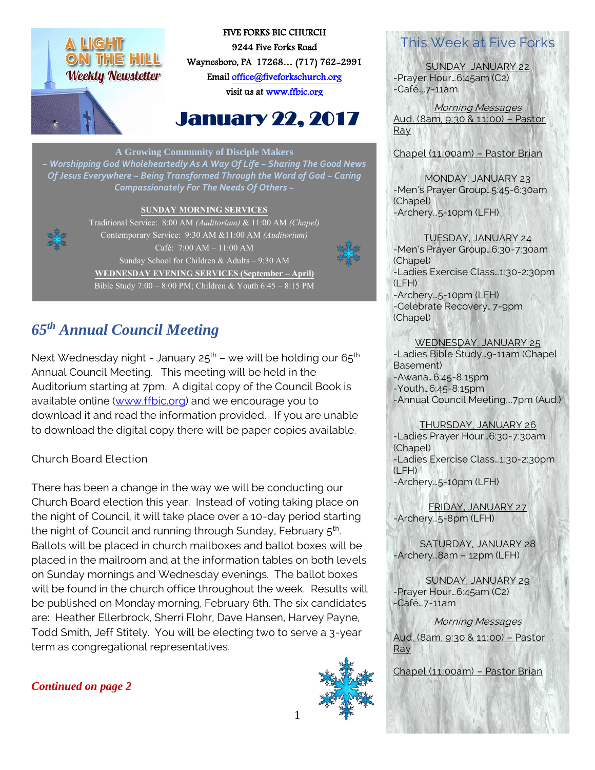A LIGHT ON THE HILL
Weekly Newsletter

FIVE FORKS BIC CHURCH
9244 Five Forks Road
Waynesboro, PA 17268… (717) 762-2991
Email office@fiveforkschurch.org
visit us at www.ffbic.org

# January 22, 2017

**A Growing Community of Disciple Makers**

*~ Worshipping God Wholeheartedly As A Way Of Life ~ Sharing The Good News Of Jesus Everywhere ~ Being Transformed Through the Word of God ~ Caring Compassionately For The Needs Of Others ~*

**SUNDAY MORNING SERVICES**

Traditional Service: 8:00 AM *(Auditorium)* & 11:00 AM *(Chapel)*
Contemporary Service: 9:30 AM &11:00 AM *(Auditorium)*
Café: 7:00 AM – 11:00 AM
Sunday School for Children & Adults – 9:30 AM

**WEDNESDAY EVENING SERVICES (September – April)**

Bible Study 7:00 – 8:00 PM; Children & Youth 6:45 – 8:15 PM

## *65th Annual Council Meeting*

Next Wednesday night - January 25th – we will be holding our 65th Annual Council Meeting. This meeting will be held in the Auditorium starting at 7pm. A digital copy of the Council Book is available online (www.ffbic.org) and we encourage you to download it and read the information provided. If you are unable to download the digital copy there will be paper copies available.

Church Board Election

There has been a change in the way we will be conducting our Church Board election this year. Instead of voting taking place on the night of Council, it will take place over a 10-day period starting the night of Council and running through Sunday, February 5th. Ballots will be placed in church mailboxes and ballot boxes will be placed in the mailroom and at the information tables on both levels on Sunday mornings and Wednesday evenings. The ballot boxes will be found in the church office throughout the week. Results will be published on Monday morning, February 6th. The six candidates are: Heather Ellerbrock, Sherri Flohr, Dave Hansen, Harvey Payne, Todd Smith, Jeff Stitely. You will be electing two to serve a 3-year term as congregational representatives.

***Continued on page 2***

## This Week at Five Forks

SUNDAY, JANUARY 22
-Prayer Hour…6:45am (C2)
-Café….7-11am

*Morning Messages*
Aud. (8am, 9:30 & 11:00) – Pastor Ray

Chapel (11:00am) – Pastor Brian

MONDAY, JANUARY 23
-Men's Prayer Group…5:45-6:30am (Chapel)
-Archery…5-10pm (LFH)

TUESDAY, JANUARY 24
-Men's Prayer Group…6:30-7:30am (Chapel)
-Ladies Exercise Class…1:30-2:30pm (LFH)
-Archery…5-10pm (LFH)
-Celebrate Recovery…7-9pm (Chapel)

WEDNESDAY, JANUARY 25
-Ladies Bible Study…9-11am (Chapel Basement)
-Awana…6:45-8:15pm
-Youth…6:45-8:15pm
-Annual Council Meeting….7pm (Aud.)

THURSDAY, JANUARY 26
-Ladies Prayer Hour…6:30-7:30am (Chapel)
-Ladies Exercise Class…1:30-2:30pm (LFH)
-Archery…5-10pm (LFH)

FRIDAY, JANUARY 27
-Archery…5-8pm (LFH)

SATURDAY, JANUARY 28
-Archery…8am – 12pm (LFH)

SUNDAY, JANUARY 29
-Prayer Hour…6:45am (C2)
-Café…7-11am

*Morning Messages*
Aud. (8am, 9:30 & 11:00) – Pastor Ray

Chapel (11:00am) – Pastor Brian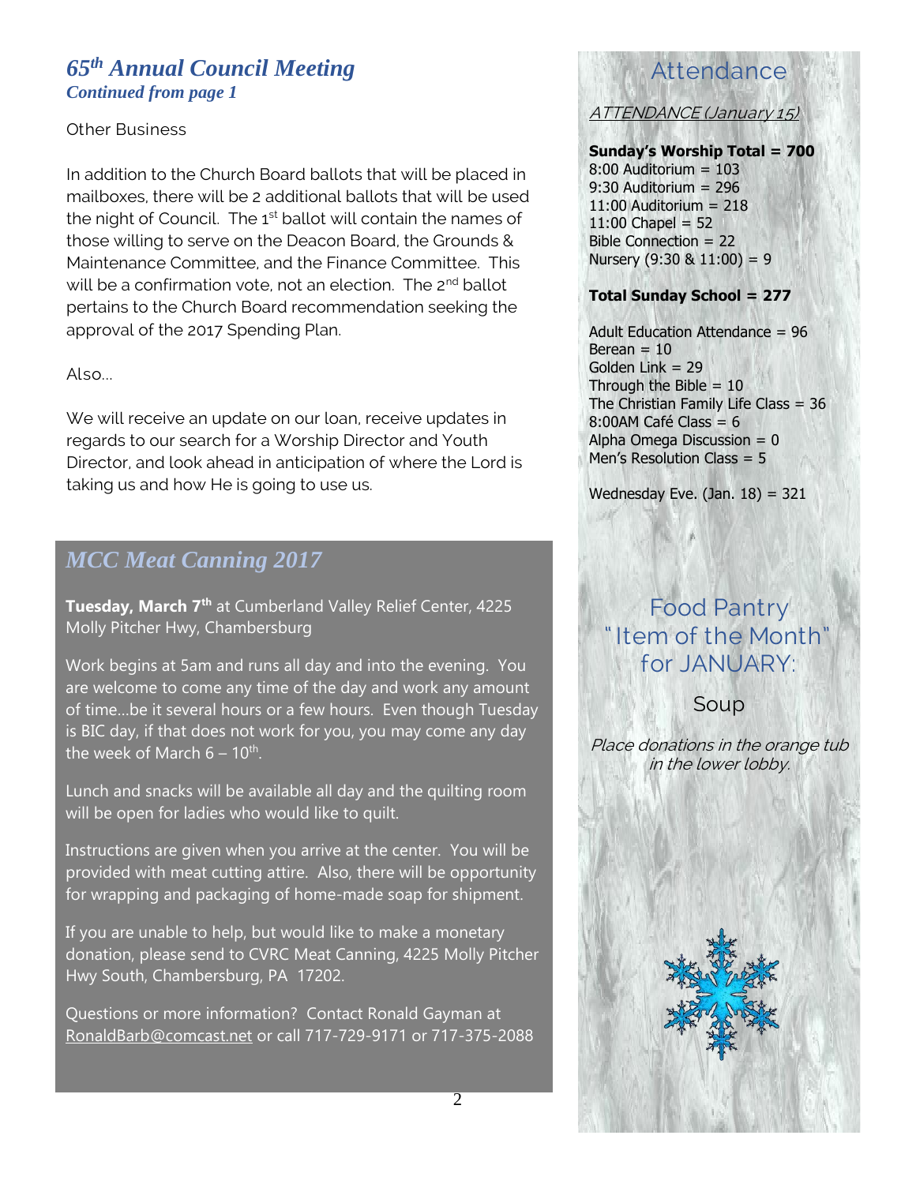## *65th Annual Council Meeting*

***Continued from page 1***

Other Business

In addition to the Church Board ballots that will be placed in mailboxes, there will be 2 additional ballots that will be used the night of Council. The 1st ballot will contain the names of those willing to serve on the Deacon Board, the Grounds & Maintenance Committee, and the Finance Committee. This will be a confirmation vote, not an election. The 2nd ballot pertains to the Church Board recommendation seeking the approval of the 2017 Spending Plan.

Also…

We will receive an update on our loan, receive updates in regards to our search for a Worship Director and Youth Director, and look ahead in anticipation of where the Lord is taking us and how He is going to use us.

## *MCC Meat Canning 2017*

**Tuesday, March 7th** at Cumberland Valley Relief Center, 4225 Molly Pitcher Hwy, Chambersburg

Work begins at 5am and runs all day and into the evening. You are welcome to come any time of the day and work any amount of time…be it several hours or a few hours. Even though Tuesday is BIC day, if that does not work for you, you may come any day the week of March 6 – 10th.

Lunch and snacks will be available all day and the quilting room will be open for ladies who would like to quilt.

Instructions are given when you arrive at the center. You will be provided with meat cutting attire. Also, there will be opportunity for wrapping and packaging of home-made soap for shipment.

If you are unable to help, but would like to make a monetary donation, please send to CVRC Meat Canning, 4225 Molly Pitcher Hwy South, Chambersburg, PA 17202.

Questions or more information? Contact Ronald Gayman at RonaldBarb@comcast.net or call 717-729-9171 or 717-375-2088

## Attendance

*ATTENDANCE (January 15)*

**Sunday's Worship Total = 700**
8:00 Auditorium = 103
9:30 Auditorium = 296
11:00 Auditorium = 218
11:00 Chapel = 52
Bible Connection = 22
Nursery (9:30 & 11:00) = 9

**Total Sunday School = 277**

Adult Education Attendance = 96
Berean = 10
Golden Link = 29
Through the Bible = 10
The Christian Family Life Class = 36
8:00AM Café Class = 6
Alpha Omega Discussion = 0
Men's Resolution Class = 5

Wednesday Eve. (Jan. 18) = 321

## Food Pantry "Item of the Month" for JANUARY:

Soup

*Place donations in the orange tub in the lower lobby.*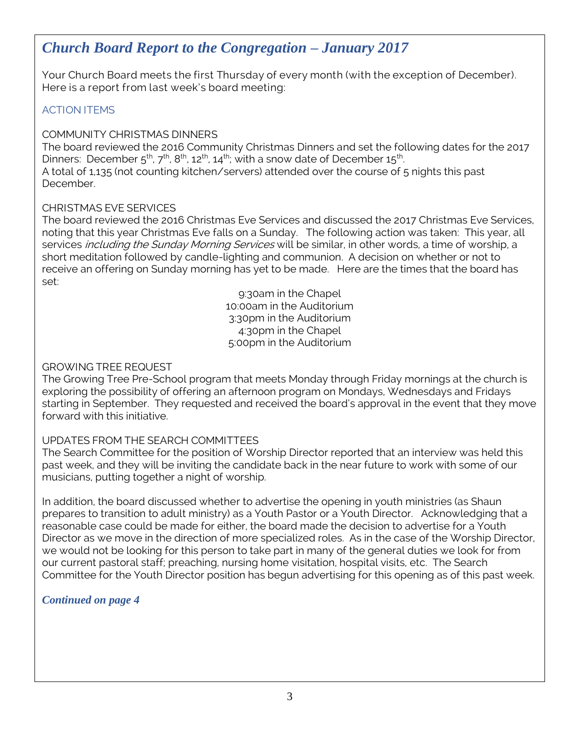## *Church Board Report to the Congregation – January 2017*

Your Church Board meets the first Thursday of every month (with the exception of December). Here is a report from last week's board meeting:

### ACTION ITEMS

COMMUNITY CHRISTMAS DINNERS
The board reviewed the 2016 Community Christmas Dinners and set the following dates for the 2017 Dinners: December 5th, 7th, 8th, 12th, 14th; with a snow date of December 15th.
A total of 1,135 (not counting kitchen/servers) attended over the course of 5 nights this past December.

CHRISTMAS EVE SERVICES
The board reviewed the 2016 Christmas Eve Services and discussed the 2017 Christmas Eve Services, noting that this year Christmas Eve falls on a Sunday. The following action was taken: This year, all services *including the Sunday Morning Services* will be similar, in other words, a time of worship, a short meditation followed by candle-lighting and communion. A decision on whether or not to receive an offering on Sunday morning has yet to be made. Here are the times that the board has set:

9:30am in the Chapel
10:00am in the Auditorium
3:30pm in the Auditorium
4:30pm in the Chapel
5:00pm in the Auditorium

GROWING TREE REQUEST
The Growing Tree Pre-School program that meets Monday through Friday mornings at the church is exploring the possibility of offering an afternoon program on Mondays, Wednesdays and Fridays starting in September. They requested and received the board's approval in the event that they move forward with this initiative.

UPDATES FROM THE SEARCH COMMITTEES
The Search Committee for the position of Worship Director reported that an interview was held this past week, and they will be inviting the candidate back in the near future to work with some of our musicians, putting together a night of worship.

In addition, the board discussed whether to advertise the opening in youth ministries (as Shaun prepares to transition to adult ministry) as a Youth Pastor or a Youth Director. Acknowledging that a reasonable case could be made for either, the board made the decision to advertise for a Youth Director as we move in the direction of more specialized roles. As in the case of the Worship Director, we would not be looking for this person to take part in many of the general duties we look for from our current pastoral staff; preaching, nursing home visitation, hospital visits, etc. The Search Committee for the Youth Director position has begun advertising for this opening as of this past week.

***Continued on page 4***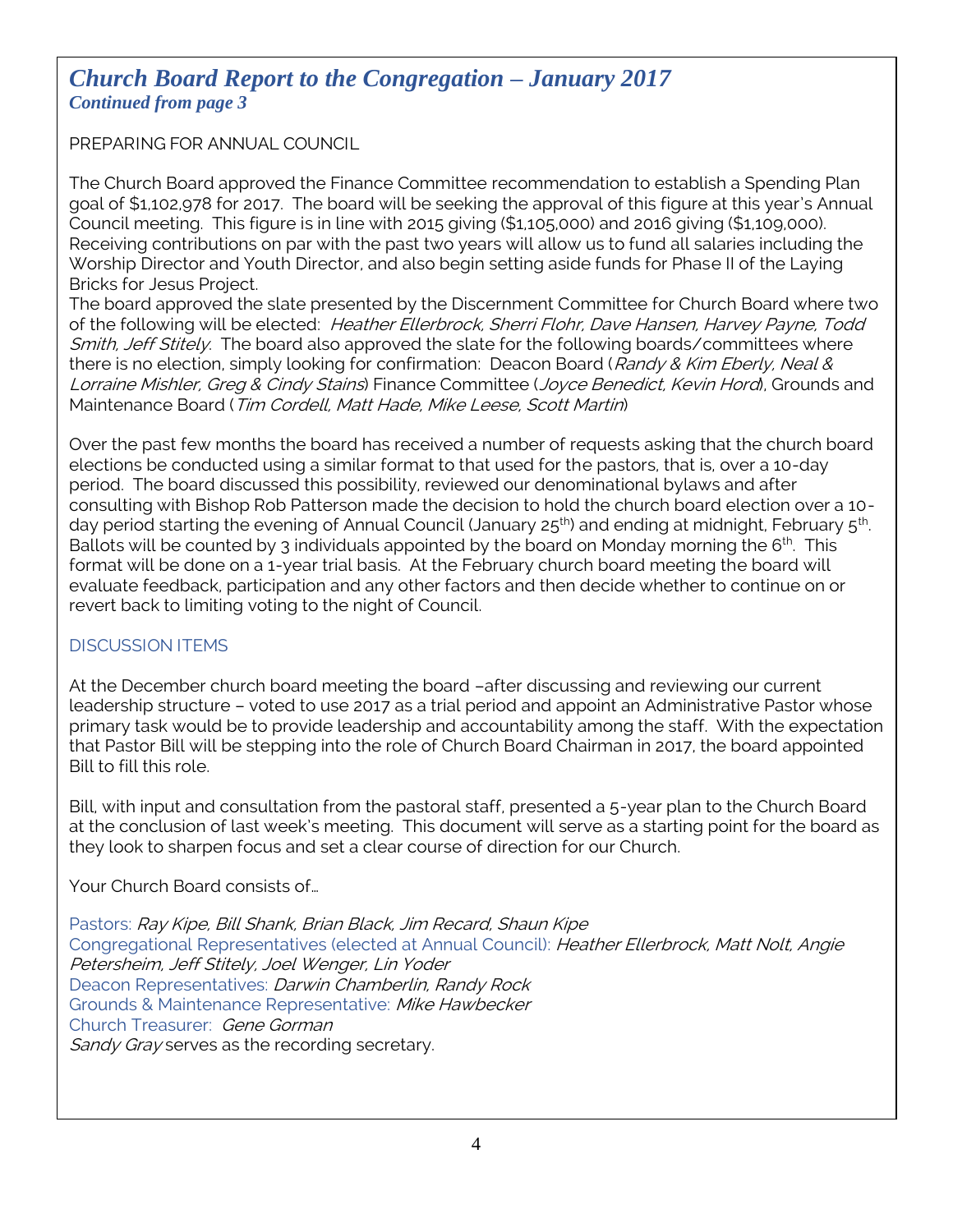## *Church Board Report to the Congregation – January 2017*
***Continued from page 3***

PREPARING FOR ANNUAL COUNCIL

The Church Board approved the Finance Committee recommendation to establish a Spending Plan goal of $1,102,978 for 2017. The board will be seeking the approval of this figure at this year's Annual Council meeting. This figure is in line with 2015 giving ($1,105,000) and 2016 giving ($1,109,000). Receiving contributions on par with the past two years will allow us to fund all salaries including the Worship Director and Youth Director, and also begin setting aside funds for Phase II of the Laying Bricks for Jesus Project.

The board approved the slate presented by the Discernment Committee for Church Board where two of the following will be elected: *Heather Ellerbrock, Sherri Flohr, Dave Hansen, Harvey Payne, Todd Smith, Jeff Stitely*. The board also approved the slate for the following boards/committees where there is no election, simply looking for confirmation: Deacon Board (*Randy & Kim Eberly, Neal & Lorraine Mishler, Greg & Cindy Stains*) Finance Committee (*Joyce Benedict, Kevin Hord*), Grounds and Maintenance Board (*Tim Cordell, Matt Hade, Mike Leese, Scott Martin*)

Over the past few months the board has received a number of requests asking that the church board elections be conducted using a similar format to that used for the pastors, that is, over a 10-day period. The board discussed this possibility, reviewed our denominational bylaws and after consulting with Bishop Rob Patterson made the decision to hold the church board election over a 10-day period starting the evening of Annual Council (January 25th) and ending at midnight, February 5th. Ballots will be counted by 3 individuals appointed by the board on Monday morning the 6th. This format will be done on a 1-year trial basis. At the February church board meeting the board will evaluate feedback, participation and any other factors and then decide whether to continue on or revert back to limiting voting to the night of Council.

DISCUSSION ITEMS

At the December church board meeting the board –after discussing and reviewing our current leadership structure – voted to use 2017 as a trial period and appoint an Administrative Pastor whose primary task would be to provide leadership and accountability among the staff. With the expectation that Pastor Bill will be stepping into the role of Church Board Chairman in 2017, the board appointed Bill to fill this role.

Bill, with input and consultation from the pastoral staff, presented a 5-year plan to the Church Board at the conclusion of last week's meeting. This document will serve as a starting point for the board as they look to sharpen focus and set a clear course of direction for our Church.

Your Church Board consists of…

Pastors: *Ray Kipe, Bill Shank, Brian Black, Jim Recard, Shaun Kipe*
Congregational Representatives (elected at Annual Council): *Heather Ellerbrock, Matt Nolt, Angie Petersheim, Jeff Stitely, Joel Wenger, Lin Yoder*
Deacon Representatives: *Darwin Chamberlin, Randy Rock*
Grounds & Maintenance Representative: *Mike Hawbecker*
Church Treasurer: *Gene Gorman*
*Sandy Gray* serves as the recording secretary.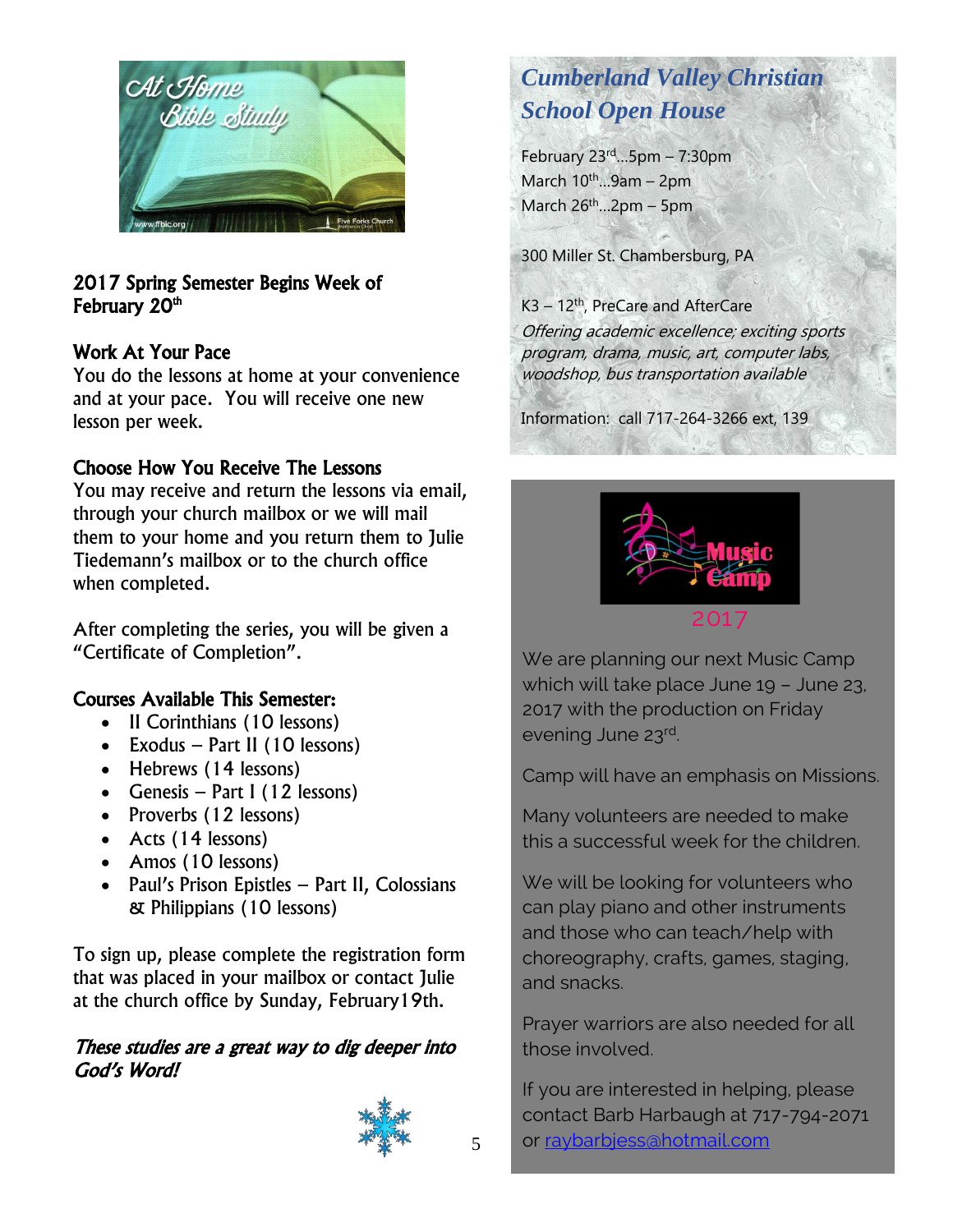At Home Bible Study

## 2017 Spring Semester Begins Week of February 20th

### Work At Your Pace

You do the lessons at home at your convenience and at your pace. You will receive one new lesson per week.

### Choose How You Receive The Lessons

You may receive and return the lessons via email, through your church mailbox or we will mail them to your home and you return them to Julie Tiedemann's mailbox or to the church office when completed.

After completing the series, you will be given a "Certificate of Completion".

### Courses Available This Semester:

- II Corinthians (10 lessons)
- Exodus – Part II (10 lessons)
- Hebrews (14 lessons)
- Genesis – Part I (12 lessons)
- Proverbs (12 lessons)
- Acts (14 lessons)
- Amos (10 lessons)
- Paul's Prison Epistles – Part II, Colossians & Philippians (10 lessons)

To sign up, please complete the registration form that was placed in your mailbox or contact Julie at the church office by Sunday, February19th.

***These studies are a great way to dig deeper into God's Word!***

## *Cumberland Valley Christian School Open House*

February 23rd…5pm – 7:30pm
March 10th…9am – 2pm
March 26th…2pm – 5pm

300 Miller St. Chambersburg, PA

K3 – 12th, PreCare and AfterCare
*Offering academic excellence; exciting sports program, drama, music, art, computer labs, woodshop, bus transportation available*

Information: call 717-264-3266 ext, 139

## Music Camp 2017

We are planning our next Music Camp which will take place June 19 – June 23, 2017 with the production on Friday evening June 23rd.

Camp will have an emphasis on Missions.

Many volunteers are needed to make this a successful week for the children.

We will be looking for volunteers who can play piano and other instruments and those who can teach/help with choreography, crafts, games, staging, and snacks.

Prayer warriors are also needed for all those involved.

If you are interested in helping, please contact Barb Harbaugh at 717-794-2071 or raybarbjess@hotmail.com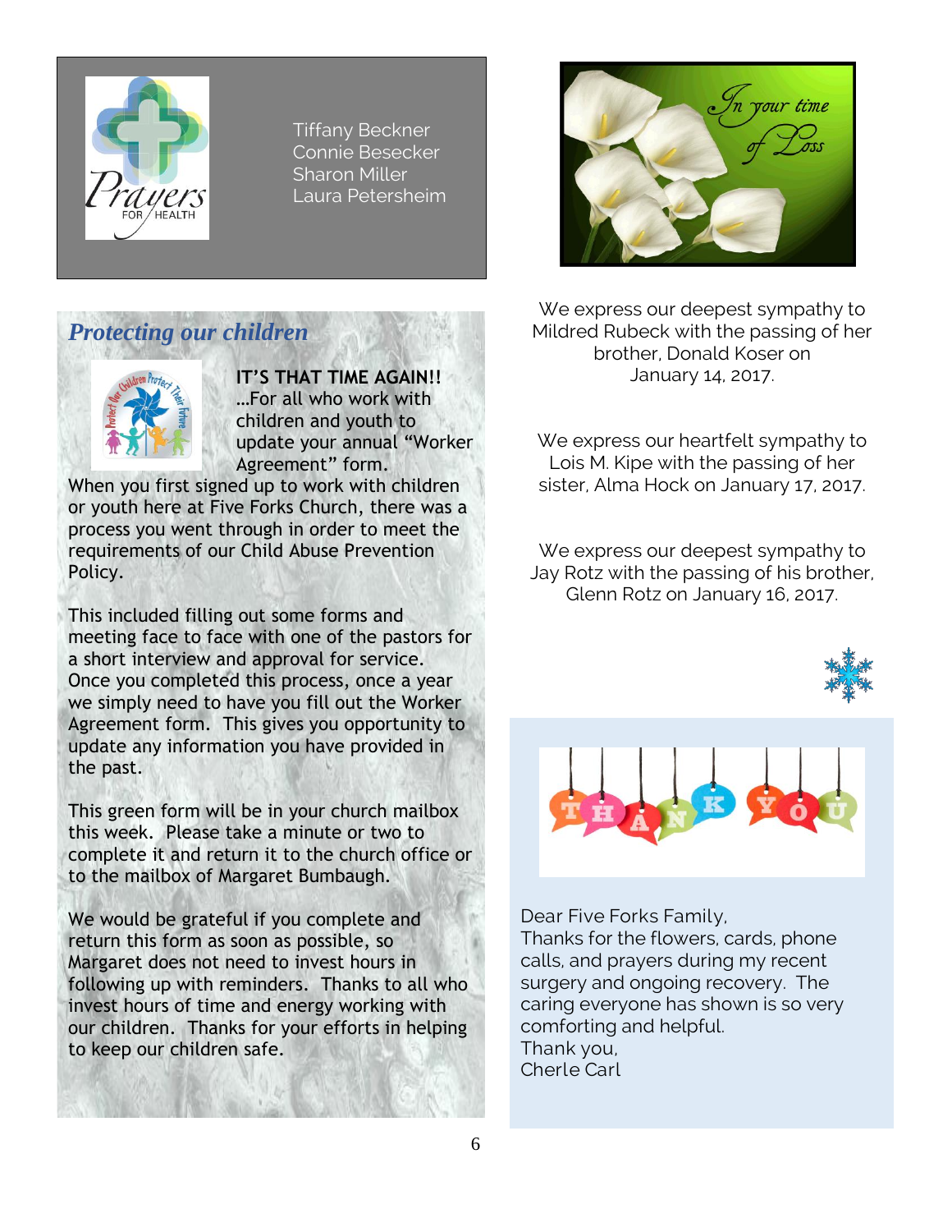Prayers FOR HEALTH

Tiffany Beckner
Connie Besecker
Sharon Miller
Laura Petersheim

## *Protecting our children*

**IT'S THAT TIME AGAIN!!**
…For all who work with children and youth to update your annual "Worker Agreement" form.

When you first signed up to work with children or youth here at Five Forks Church, there was a process you went through in order to meet the requirements of our Child Abuse Prevention Policy.

This included filling out some forms and meeting face to face with one of the pastors for a short interview and approval for service. Once you completed this process, once a year we simply need to have you fill out the Worker Agreement form. This gives you opportunity to update any information you have provided in the past.

This green form will be in your church mailbox this week. Please take a minute or two to complete it and return it to the church office or to the mailbox of Margaret Bumbaugh.

We would be grateful if you complete and return this form as soon as possible, so Margaret does not need to invest hours in following up with reminders. Thanks to all who invest hours of time and energy working with our children. Thanks for your efforts in helping to keep our children safe.

*In your time of Loss*

We express our deepest sympathy to Mildred Rubeck with the passing of her brother, Donald Koser on January 14, 2017.

We express our heartfelt sympathy to Lois M. Kipe with the passing of her sister, Alma Hock on January 17, 2017.

We express our deepest sympathy to Jay Rotz with the passing of his brother, Glenn Rotz on January 16, 2017.

THANK YOU

Dear Five Forks Family,
Thanks for the flowers, cards, phone calls, and prayers during my recent surgery and ongoing recovery. The caring everyone has shown is so very comforting and helpful.
Thank you,
Cherle Carl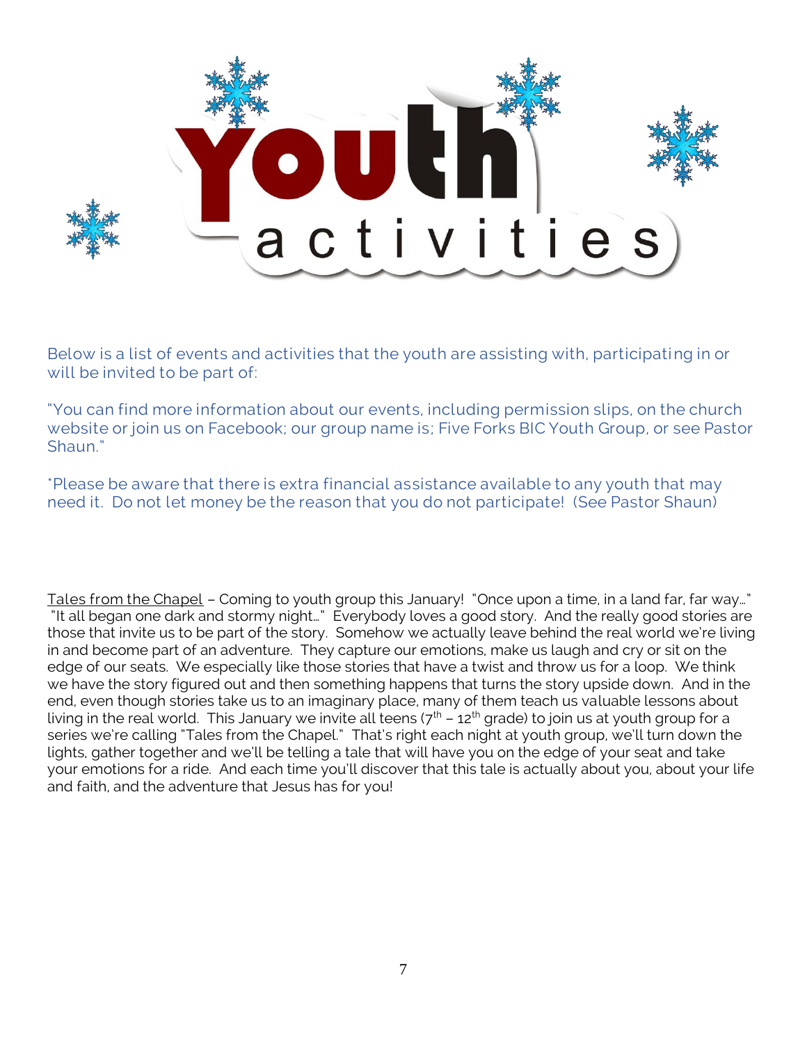# Youth activities

Below is a list of events and activities that the youth are assisting with, participating in or will be invited to be part of:

"You can find more information about our events, including permission slips, on the church website or join us on Facebook; our group name is; Five Forks BIC Youth Group, or see Pastor Shaun."

*Please be aware that there is extra financial assistance available to any youth that may need it. Do not let money be the reason that you do not participate! (See Pastor Shaun)

<u>Tales from the Chapel</u> – Coming to youth group this January! "Once upon a time, in a land far, far way…" "It all began one dark and stormy night…" Everybody loves a good story. And the really good stories are those that invite us to be part of the story. Somehow we actually leave behind the real world we're living in and become part of an adventure. They capture our emotions, make us laugh and cry or sit on the edge of our seats. We especially like those stories that have a twist and throw us for a loop. We think we have the story figured out and then something happens that turns the story upside down. And in the end, even though stories take us to an imaginary place, many of them teach us valuable lessons about living in the real world. This January we invite all teens (7th – 12th grade) to join us at youth group for a series we're calling "Tales from the Chapel." That's right each night at youth group, we'll turn down the lights, gather together and we'll be telling a tale that will have you on the edge of your seat and take your emotions for a ride. And each time you'll discover that this tale is actually about you, about your life and faith, and the adventure that Jesus has for you!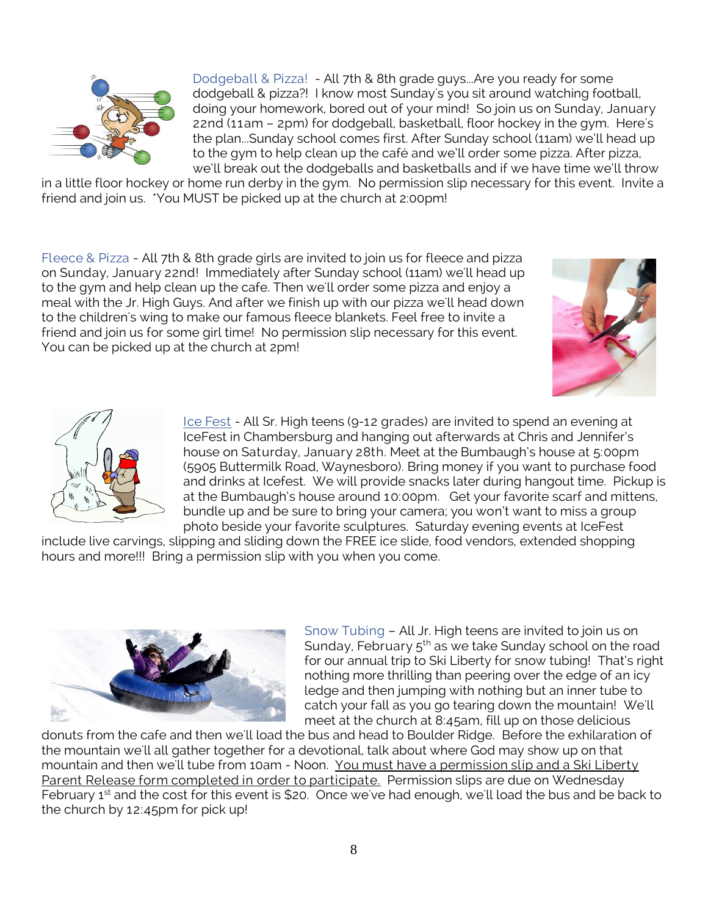Dodgeball & Pizza! - All 7th & 8th grade guys...Are you ready for some dodgeball & pizza?! I know most Sunday's you sit around watching football, doing your homework, bored out of your mind! So join us on Sunday, January 22nd (11am – 2pm) for dodgeball, basketball, floor hockey in the gym. Here's the plan...Sunday school comes first. After Sunday school (11am) we'll head up to the gym to help clean up the café and we'll order some pizza. After pizza, we'll break out the dodgeballs and basketballs and if we have time we'll throw in a little floor hockey or home run derby in the gym. No permission slip necessary for this event. Invite a friend and join us. *You MUST be picked up at the church at 2:00pm!

Fleece & Pizza - All 7th & 8th grade girls are invited to join us for fleece and pizza on Sunday, January 22nd! Immediately after Sunday school (11am) we'll head up to the gym and help clean up the cafe. Then we'll order some pizza and enjoy a meal with the Jr. High Guys. And after we finish up with our pizza we'll head down to the children's wing to make our famous fleece blankets. Feel free to invite a friend and join us for some girl time! No permission slip necessary for this event. You can be picked up at the church at 2pm!

Ice Fest - All Sr. High teens (9-12 grades) are invited to spend an evening at IceFest in Chambersburg and hanging out afterwards at Chris and Jennifer's house on Saturday, January 28th. Meet at the Bumbaugh's house at 5:00pm (5905 Buttermilk Road, Waynesboro). Bring money if you want to purchase food and drinks at Icefest. We will provide snacks later during hangout time. Pickup is at the Bumbaugh's house around 10:00pm. Get your favorite scarf and mittens, bundle up and be sure to bring your camera; you won't want to miss a group photo beside your favorite sculptures. Saturday evening events at IceFest include live carvings, slipping and sliding down the FREE ice slide, food vendors, extended shopping hours and more!!! Bring a permission slip with you when you come.

Snow Tubing – All Jr. High teens are invited to join us on Sunday, February 5th as we take Sunday school on the road for our annual trip to Ski Liberty for snow tubing! That's right nothing more thrilling than peering over the edge of an icy ledge and then jumping with nothing but an inner tube to catch your fall as you go tearing down the mountain! We'll meet at the church at 8:45am, fill up on those delicious donuts from the cafe and then we'll load the bus and head to Boulder Ridge. Before the exhilaration of the mountain we'll all gather together for a devotional, talk about where God may show up on that mountain and then we'll tube from 10am - Noon. <u>You must have a permission slip and a Ski Liberty Parent Release form completed in order to participate.</u> Permission slips are due on Wednesday February 1st and the cost for this event is $20. Once we've had enough, we'll load the bus and be back to the church by 12:45pm for pick up!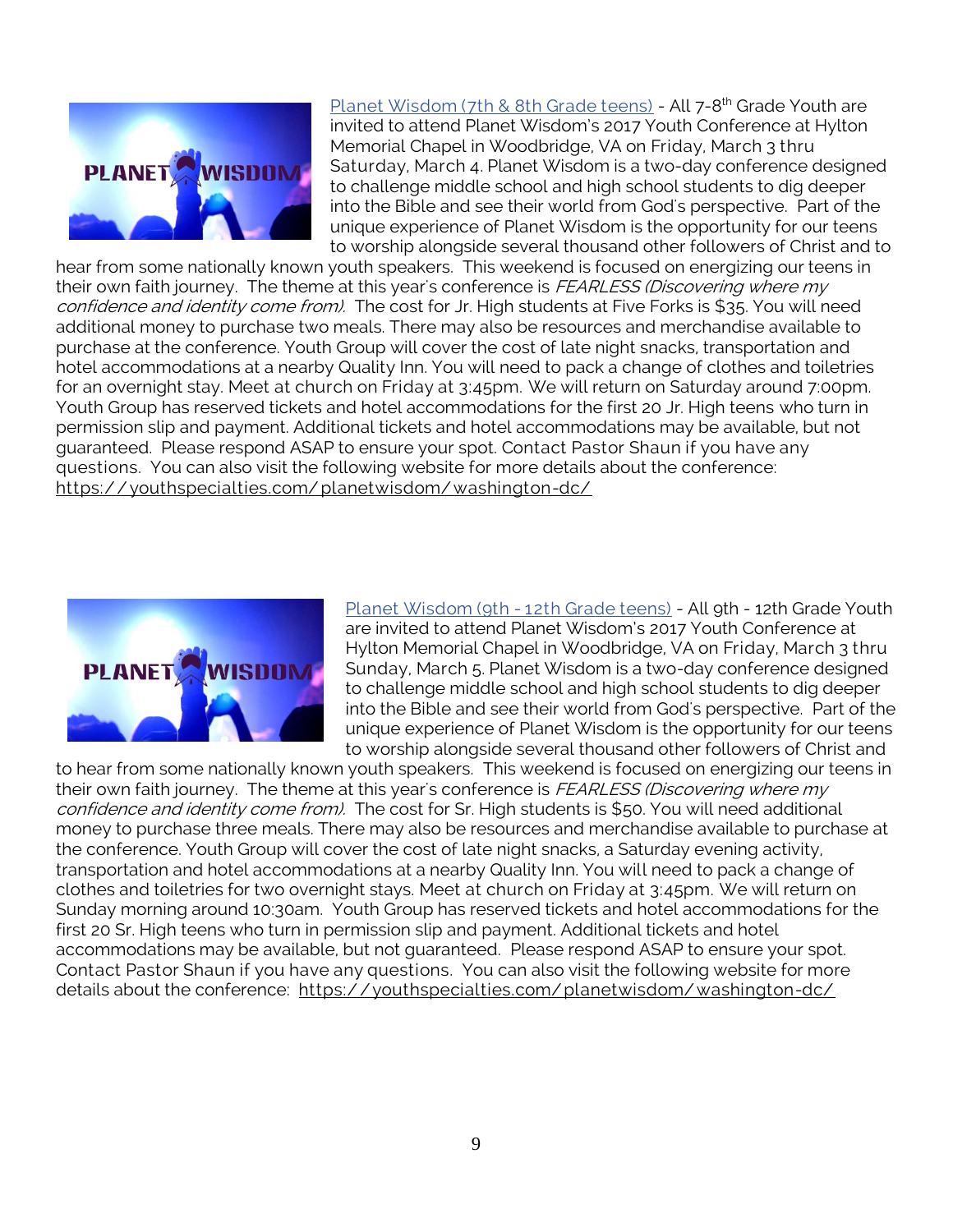Planet Wisdom (7th & 8th Grade teens) - All 7-8th Grade Youth are invited to attend Planet Wisdom's 2017 Youth Conference at Hylton Memorial Chapel in Woodbridge, VA on Friday, March 3 thru Saturday, March 4. Planet Wisdom is a two-day conference designed to challenge middle school and high school students to dig deeper into the Bible and see their world from God's perspective. Part of the unique experience of Planet Wisdom is the opportunity for our teens to worship alongside several thousand other followers of Christ and to hear from some nationally known youth speakers. This weekend is focused on energizing our teens in their own faith journey. The theme at this year's conference is *FEARLESS (Discovering where my confidence and identity come from).* The cost for Jr. High students at Five Forks is $35. You will need additional money to purchase two meals. There may also be resources and merchandise available to purchase at the conference. Youth Group will cover the cost of late night snacks, transportation and hotel accommodations at a nearby Quality Inn. You will need to pack a change of clothes and toiletries for an overnight stay. Meet at church on Friday at 3:45pm. We will return on Saturday around 7:00pm. Youth Group has reserved tickets and hotel accommodations for the first 20 Jr. High teens who turn in permission slip and payment. Additional tickets and hotel accommodations may be available, but not guaranteed. Please respond ASAP to ensure your spot. Contact Pastor Shaun if you have any questions. You can also visit the following website for more details about the conference: https://youthspecialties.com/planetwisdom/washington-dc/

Planet Wisdom (9th - 12th Grade teens) - All 9th - 12th Grade Youth are invited to attend Planet Wisdom's 2017 Youth Conference at Hylton Memorial Chapel in Woodbridge, VA on Friday, March 3 thru Sunday, March 5. Planet Wisdom is a two-day conference designed to challenge middle school and high school students to dig deeper into the Bible and see their world from God's perspective. Part of the unique experience of Planet Wisdom is the opportunity for our teens to worship alongside several thousand other followers of Christ and to hear from some nationally known youth speakers. This weekend is focused on energizing our teens in their own faith journey. The theme at this year's conference is *FEARLESS (Discovering where my confidence and identity come from).* The cost for Sr. High students is $50. You will need additional money to purchase three meals. There may also be resources and merchandise available to purchase at the conference. Youth Group will cover the cost of late night snacks, a Saturday evening activity, transportation and hotel accommodations at a nearby Quality Inn. You will need to pack a change of clothes and toiletries for two overnight stays. Meet at church on Friday at 3:45pm. We will return on Sunday morning around 10:30am. Youth Group has reserved tickets and hotel accommodations for the first 20 Sr. High teens who turn in permission slip and payment. Additional tickets and hotel accommodations may be available, but not guaranteed. Please respond ASAP to ensure your spot. Contact Pastor Shaun if you have any questions. You can also visit the following website for more details about the conference: https://youthspecialties.com/planetwisdom/washington-dc/